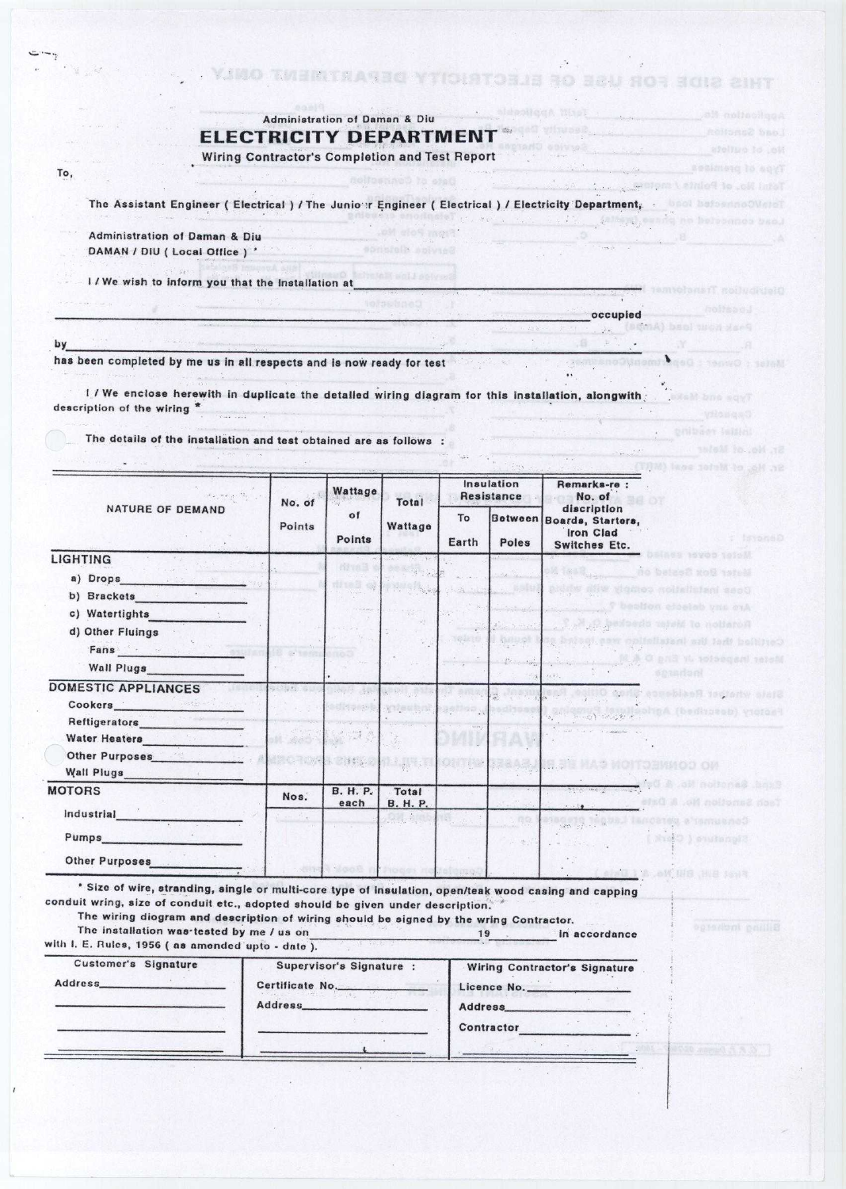Administration of Daman & Diu

# ELECTRICITY DEPARTMENT

## Wiring Contractor's Completion and Test Report

To,

The Assistant Engineer ( Electrical ) / The Junior Engineer ( Electrical ) / Electricity Department,

Administration of Daman & Diu
DAMAN / DIU ( Local Office ) *

I / We wish to inform you that the Installation at ______________________________

______________________________ occupied

by ______________________________

has been completed by me us in all respects and is now ready for test

I / We enclose herewith in duplicate the detailed wiring diagram for this installation, alongwith description of the wiring *

The details of the installation and test obtained are as follows :

| NATURE OF DEMAND | No. of Points | Wattage of Points | Total Wattage | Insulation Resistance | | Remarks-re : No. of discription Boards, Starters, Iron Clad Switches Etc. |
|---|---|---|---|---|---|---|
| | | | | To Earth | Between Poles | |
| **LIGHTING** | | | | | | |
| a) Drops ______ | | | | | | |
| b) Brackets ______ | | | | | | |
| c) Watertights ______ | | | | | | |
| d) Other Fluings | | | | | | |
| Fans ______ | | | | | | |
| Wall Plugs ______ | | | | | | |
| **DOMESTIC APPLIANCES** | | | | | | |
| Cookers ______ | | | | | | |
| Reftigerators ______ | | | | | | |
| Water Heaters ______ | | | | | | |
| Other Purposes ______ | | | | | | |
| Wall Plugs ______ | | | | | | |
| **MOTORS** | Nos. | B. H. P. each | Total B. H. P. | | | |
| Industrial ______ | | | | | | |
| Pumps ______ | | | | | | |
| Other Purposes ______ | | | | | | |

* Size of wire, stranding, single or multi-core type of insulation, open/teak wood casing and capping conduit wring, size of conduit etc., adopted should be given under description.

The wiring diagram and description of wiring should be signed by the wring Contractor.

The installation was tested by me / us on ______________ 19 ______ in accordance with I. E. Rules, 1956 ( as amended upto - date ).

| Customer's Signature | Supervisor's Signature : | Wiring Contractor's Signature |
|---|---|---|
| Address ______ | Certificate No. ______ | Licence No. ______ |
| | Address ______ | Address ______ |
| | | Contractor ______ |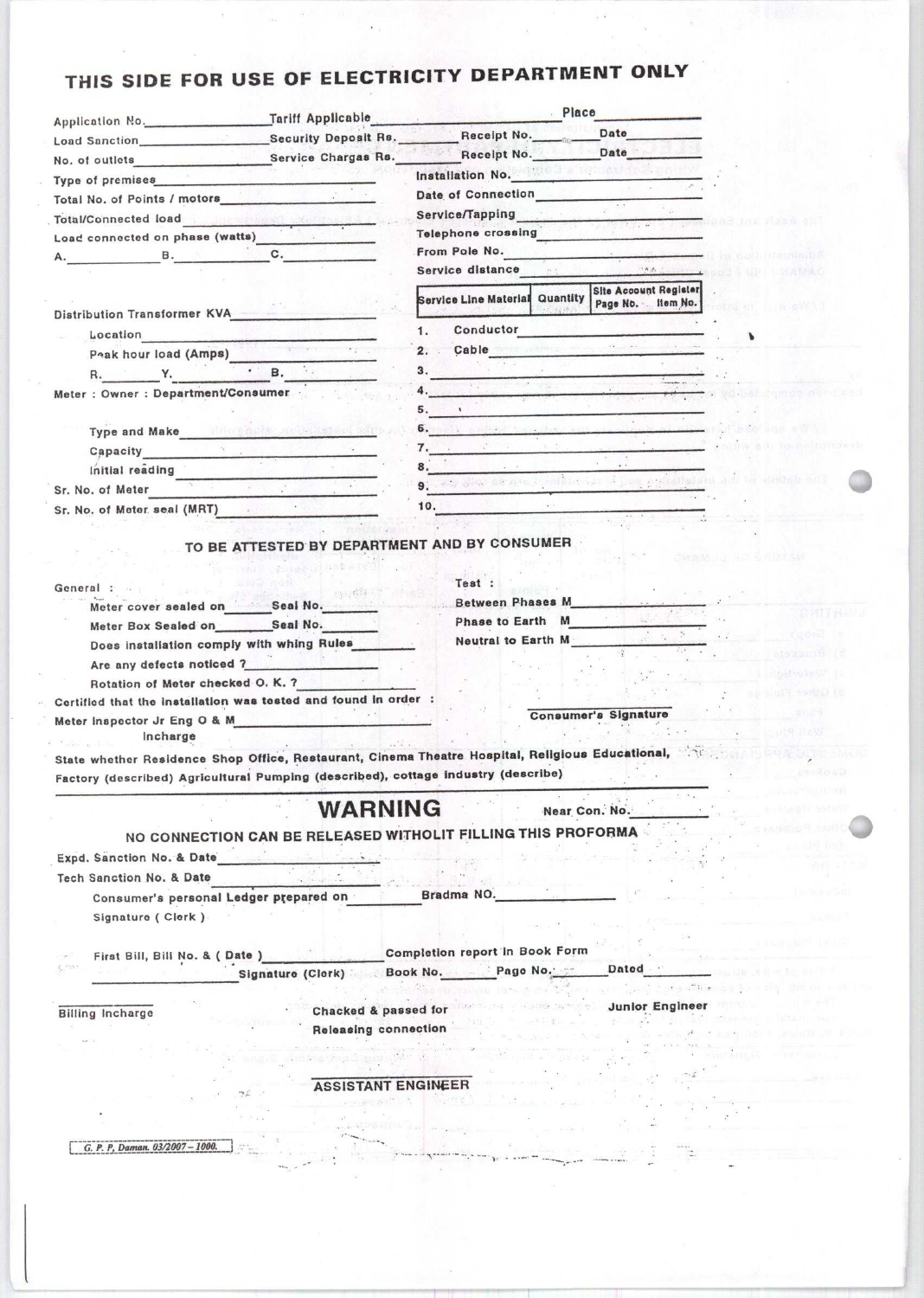# THIS SIDE FOR USE OF ELECTRICITY DEPARTMENT ONLY

Application No.\_\_\_\_\_\_\_\_\_\_ Tariff Applicable\_\_\_\_\_\_\_\_\_\_ Place\_\_\_\_\_\_\_\_\_\_

Load Sanction\_\_\_\_\_\_\_\_\_\_ Security Deposit Rs.\_\_\_\_\_\_\_\_\_\_ Receipt No.\_\_\_\_\_\_\_\_\_\_ Date\_\_\_\_\_\_\_\_\_\_

No. of outlets\_\_\_\_\_\_\_\_\_\_ Service Charges Rs.\_\_\_\_\_\_\_\_\_\_ Receipt No.\_\_\_\_\_\_\_\_\_\_ Date\_\_\_\_\_\_\_\_\_\_

Type of premises\_\_\_\_\_\_\_\_\_\_ Installation No.\_\_\_\_\_\_\_\_\_\_

Total No. of Points / motors\_\_\_\_\_\_\_\_\_\_ Date of Connection\_\_\_\_\_\_\_\_\_\_

Total/Connected load\_\_\_\_\_\_\_\_\_\_ Service/Tapping\_\_\_\_\_\_\_\_\_\_

Load connected on phase (watts)\_\_\_\_\_\_\_\_\_\_ Telephone crossing\_\_\_\_\_\_\_\_\_\_

A.\_\_\_\_\_\_\_\_\_\_ B.\_\_\_\_\_\_\_\_\_\_ C.\_\_\_\_\_\_\_\_\_\_ From Pole No.\_\_\_\_\_\_\_\_\_\_

Service distance\_\_\_\_\_\_\_\_\_\_

Distribution Transformer KVA\_\_\_\_\_\_\_\_\_\_

Location\_\_\_\_\_\_\_\_\_\_

Peak hour load (Amps)\_\_\_\_\_\_\_\_\_\_

R.\_\_\_\_\_\_\_\_\_\_ Y.\_\_\_\_\_\_\_\_\_\_ B.\_\_\_\_\_\_\_\_\_\_

Meter : Owner : Department/Consumer

Type and Make\_\_\_\_\_\_\_\_\_\_

Capacity\_\_\_\_\_\_\_\_\_\_

Initial reading\_\_\_\_\_\_\_\_\_\_

Sr. No. of Meter\_\_\_\_\_\_\_\_\_\_

Sr. No. of Meter seal (MRT)\_\_\_\_\_\_\_\_\_\_

| Service Line Material | Quantity | Site Account Register Page No. Item No. |
|---|---|---|
| 1. Conductor | | |
| 2. Cable | | |
| 3. | | |
| 4. | | |
| 5. | | |
| 6. | | |
| 7. | | |
| 8. | | |
| 9. | | |
| 10. | | |

## TO BE ATTESTED BY DEPARTMENT AND BY CONSUMER

General :

Meter cover sealed on\_\_\_\_\_\_\_\_\_\_ Seal No.\_\_\_\_\_\_\_\_\_\_

Meter Box Sealed on\_\_\_\_\_\_\_\_\_\_ Seal No.\_\_\_\_\_\_\_\_\_\_

Does installation comply with wiring Rules\_\_\_\_\_\_\_\_\_\_

Are any defects noticed ?\_\_\_\_\_\_\_\_\_\_

Rotation of Meter checked O. K. ?\_\_\_\_\_\_\_\_\_\_

Test :

Between Phases M\_\_\_\_\_\_\_\_\_\_

Phase to Earth M\_\_\_\_\_\_\_\_\_\_

Neutral to Earth M\_\_\_\_\_\_\_\_\_\_

Certified that the installation was tested and found in order :

Meter Inspector Jr Eng O & M Incharge\_\_\_\_\_\_\_\_\_\_

Consumer's Signature

State whether Residence Shop Office, Restaurant, Cinema Theatre Hospital, Religious Educational, Factory (described) Agricultural Pumping (described), cottage industry (describe)

# WARNING

Near Con. No.\_\_\_\_\_\_\_\_\_\_

**NO CONNECTION CAN BE RELEASED WITHOUT FILLING THIS PROFORMA**

Expd. Sanction No. & Date\_\_\_\_\_\_\_\_\_\_

Tech Sanction No. & Date\_\_\_\_\_\_\_\_\_\_

Consumer's personal Ledger prepared on\_\_\_\_\_\_\_\_\_\_ Bradma NO.\_\_\_\_\_\_\_\_\_\_

Signature ( Clerk )

First Bill, Bill No. & ( Date )\_\_\_\_\_\_\_\_\_\_ Completion report in Book Form

\_\_\_\_\_\_\_\_\_\_ Signature (Clerk) Book No.\_\_\_\_\_\_\_\_\_\_ Page No.\_\_\_\_\_\_\_\_\_\_ Dated\_\_\_\_\_\_\_\_\_\_

Billing Incharge

Chacked & passed for Releasing connection

Junior Engineer

ASSISTANT ENGINEER

G. P. P, Daman. 03/2007 – 1000.